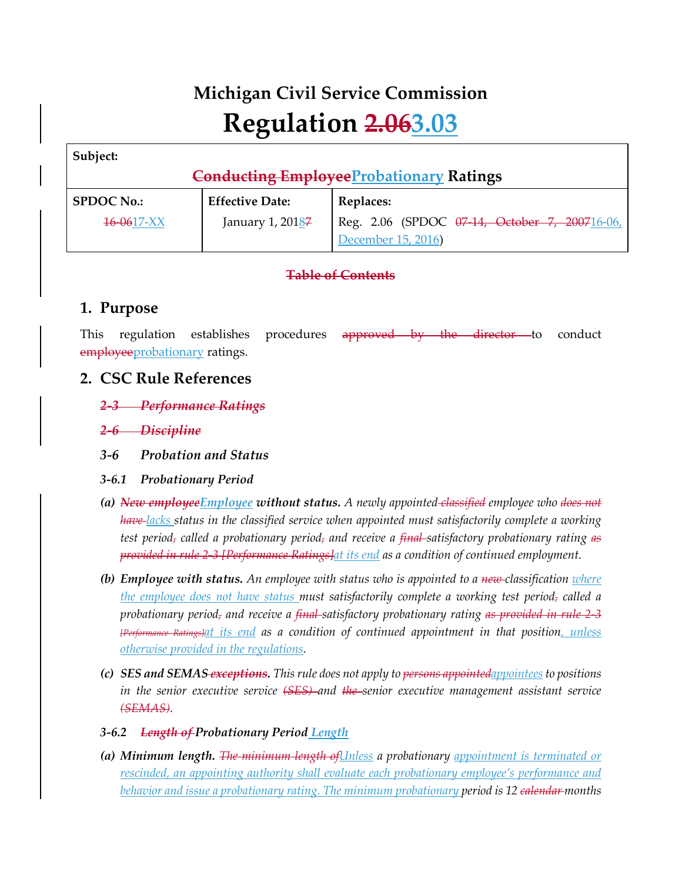# Michigan Civil Service Commission

# Regulation ~~2.06~~<u>3.03</u>

| Subject: ~~Conducting Employee~~<u>Probationary</u> Ratings | | |
|---|---|---|
| **SPDOC No.:** | **Effective Date:** | **Replaces:** |
| ~~16-06~~<u>17-XX</u> | January 1, 201~~7~~<u>8</u> | Reg. 2.06 (SPDOC ~~07-14, October 7, 2007~~<u>16-06, December 15, 2016</u>) |

~~**Table of Contents**~~

## 1. Purpose

This regulation establishes procedures ~~approved by the director~~ to conduct ~~employee~~<u>probationary</u> ratings.

## 2. CSC Rule References

~~***2-3 Performance Ratings***~~

~~***2-6 Discipline***~~

***3-6 Probation and Status***

***3-6.1 Probationary Period***

*(a)* ***~~New employee~~<u>Employee</u> without status.*** *A newly appointed ~~classified~~ employee who ~~does not have~~ <u>lacks</u> status in the classified service when appointed must satisfactorily complete a working test period~~,~~ called a probationary period~~,~~ and receive a ~~final~~ satisfactory probationary rating ~~as provided in rule 2-3 [Performance Ratings]~~<u>at its end</u> as a condition of continued employment.*

*(b)* ***Employee with status.*** *An employee with status who is appointed to a ~~new~~ classification <u>where the employee does not have status</u> must satisfactorily complete a working test period~~,~~ called a probationary period~~,~~ and receive a ~~final~~ satisfactory probationary rating ~~as provided in rule 2-3 [Performance Ratings]~~<u>at its end</u> as a condition of continued appointment in that position<u>, unless otherwise provided in the regulations</u>.*

*(c)* ***SES and SEMAS ~~exceptions~~.*** *This rule does not apply to ~~persons appointed~~<u>appointees</u> to positions in the senior executive service ~~(SES)~~ and ~~the~~ senior executive management assistant service ~~(SEMAS)~~.*

***3-6.2 ~~Length of~~ Probationary Period <u>Length</u>***

*(a)* ***Minimum length.*** *~~The minimum length of~~<u>Unless</u> a probationary <u>appointment is terminated or rescinded, an appointing authority shall evaluate each probationary employee's performance and behavior and issue a probationary rating. The minimum probationary</u> period is 12 ~~calendar~~ months*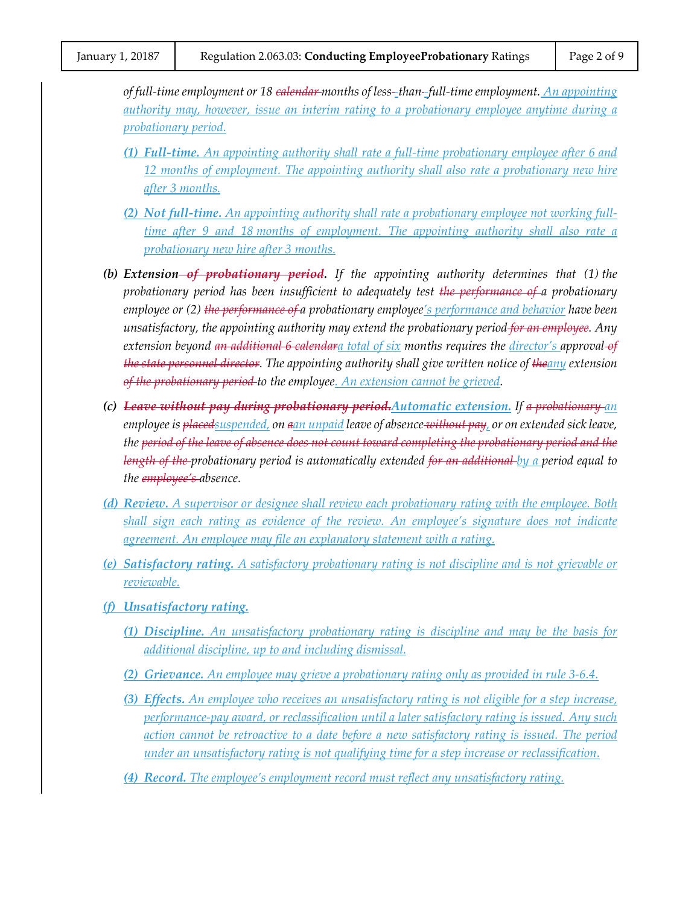of full-time employment or 18 ~~calendar~~ months of less-than-full-time employment. <u>An appointing authority may, however, issue an interim rating to a probationary employee anytime during a probationary period.</u>

<u>**(1) Full-time.** An appointing authority shall rate a full-time probationary employee after 6 and 12 months of employment. The appointing authority shall also rate a probationary new hire after 3 months.</u>

<u>**(2) Not full-time.** An appointing authority shall rate a probationary employee not working full-time after 9 and 18 months of employment. The appointing authority shall also rate a probationary new hire after 3 months.</u>

**(b) Extension ~~of probationary period~~.** If the appointing authority determines that (1) the probationary period has been insufficient to adequately test ~~the performance of~~ a probationary employee or (2) ~~the performance of~~ a probationary employee<u>'s performance and behavior</u> have been unsatisfactory, the appointing authority may extend the probationary period ~~for an employee~~. Any extension beyond ~~an additional 6 calendar~~<u>a total of six</u> months requires the <u>director's</u> approval ~~of the state personnel director~~. The appointing authority shall give written notice of ~~the~~<u>any</u> extension ~~of the probationary period~~ to the employee<u>. An extension cannot be grieved</u>.

**(c) ~~Leave without pay during probationary period.~~<u>Automatic extension.</u>** If ~~a probationary~~ <u>an</u> employee is ~~placed~~<u>suspended,</u> on ~~a~~<u>an unpaid</u> leave of absence ~~without pay~~<u>,</u> or on extended sick leave, the ~~period of the leave of absence does not count toward completing the probationary period and the length of the~~ probationary period is automatically extended ~~for an additional~~ <u>by a</u> period equal to the ~~employee's~~ absence.

<u>**(d) Review.** A supervisor or designee shall review each probationary rating with the employee. Both shall sign each rating as evidence of the review. An employee's signature does not indicate agreement. An employee may file an explanatory statement with a rating.</u>

<u>**(e) Satisfactory rating.** A satisfactory probationary rating is not discipline and is not grievable or reviewable.</u>

<u>**(f) Unsatisfactory rating.**</u>

<u>**(1) Discipline.** An unsatisfactory probationary rating is discipline and may be the basis for additional discipline, up to and including dismissal.</u>

<u>**(2) Grievance.** An employee may grieve a probationary rating only as provided in rule 3-6.4.</u>

<u>**(3) Effects.** An employee who receives an unsatisfactory rating is not eligible for a step increase, performance-pay award, or reclassification until a later satisfactory rating is issued. Any such action cannot be retroactive to a date before a new satisfactory rating is issued. The period under an unsatisfactory rating is not qualifying time for a step increase or reclassification.</u>

<u>**(4) Record.** The employee's employment record must reflect any unsatisfactory rating.</u>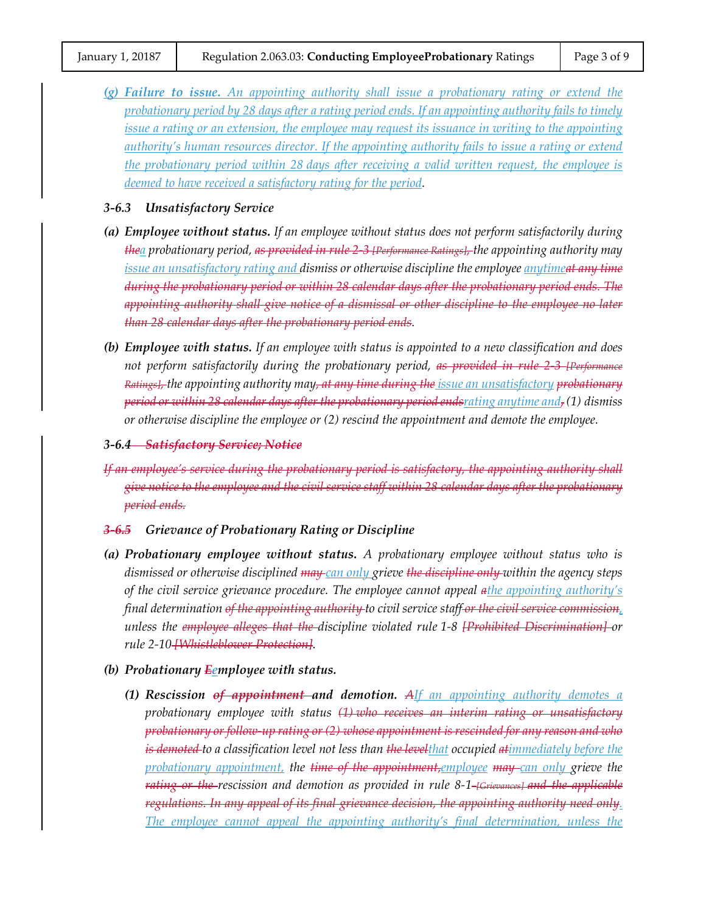*(g) **Failure to issue.** An appointing authority shall issue a probationary rating or extend the probationary period by 28 days after a rating period ends. If an appointing authority fails to timely issue a rating or an extension, the employee may request its issuance in writing to the appointing authority's human resources director. If the appointing authority fails to issue a rating or extend the probationary period within 28 days after receiving a valid written request, the employee is deemed to have received a satisfactory rating for the period.*

### *3-6.3 Unsatisfactory Service*

*(a) **Employee without status.** If an employee without status does not perform satisfactorily during ~~the~~a probationary period, ~~as provided in rule 2-3 [Performance Ratings],~~ the appointing authority may issue an unsatisfactory rating and dismiss or otherwise discipline the employee anytime~~at any time during the probationary period or within 28 calendar days after the probationary period ends. The appointing authority shall give notice of a dismissal or other discipline to the employee no later than 28 calendar days after the probationary period ends~~.*

*(b) **Employee with status.** If an employee with status is appointed to a new classification and does not perform satisfactorily during the probationary period, ~~as provided in rule 2-3 [Performance Ratings],~~ the appointing authority may~~, at any time during the~~ issue an unsatisfactory ~~probationary period or within 28 calendar days after the probationary period ends~~rating anytime and~~,~~ (1) dismiss or otherwise discipline the employee or (2) rescind the appointment and demote the employee.*

### *3-6.4 ~~Satisfactory Service; Notice~~*

*~~If an employee's service during the probationary period is satisfactory, the appointing authority shall give notice to the employee and the civil service staff within 28 calendar days after the probationary period ends.~~*

### *~~3-6.5~~ Grievance of Probationary Rating or Discipline*

*(a) **Probationary employee without status.** A probationary employee without status who is dismissed or otherwise disciplined ~~may~~ can only grieve ~~the discipline only~~ within the agency steps of the civil service grievance procedure. The employee cannot appeal ~~a~~the appointing authority's final determination ~~of the appointing authority~~ to civil service staff ~~or the civil service commission~~, unless the ~~employee alleges that the~~ discipline violated rule 1-8 ~~[Prohibited Discrimination]~~ or rule 2-10 ~~[Whistleblower Protection]~~.*

*(b) **Probationary ~~E~~employee with status.***

*(1) **Rescission ~~of appointment~~ and demotion.** ~~A~~If an appointing authority demotes a probationary employee with status ~~(1) who receives an interim rating or unsatisfactory probationary or follow-up rating or (2) whose appointment is rescinded for any reason and who is demoted~~ to a classification level not less than ~~the level~~that occupied ~~at~~immediately before the probationary appointment, the ~~time of the appointment,~~employee ~~may~~ can only grieve the ~~rating or the~~ rescission and demotion as provided in rule 8-1 ~~[Grievances] and the applicable regulations. In any appeal of its final grievance decision, the appointing authority need only~~. The employee cannot appeal the appointing authority's final determination, unless the*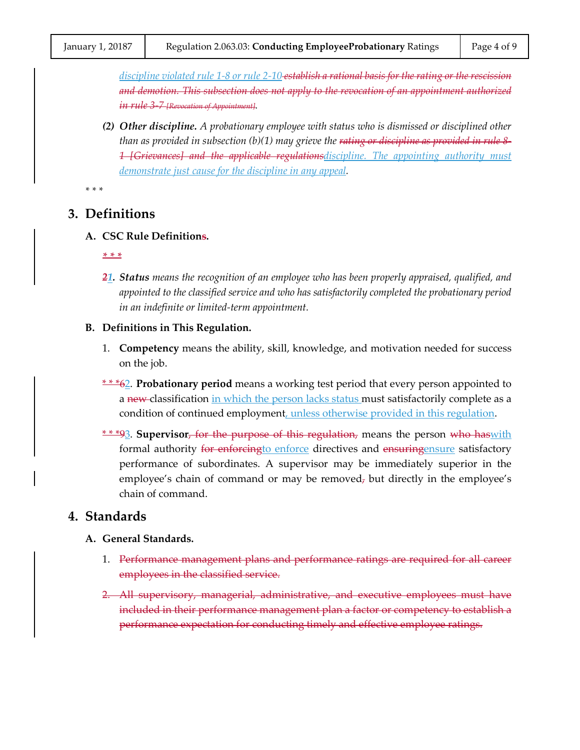*discipline violated rule 1-8 or rule 2-10 establish a rational basis for the rating or the rescission and demotion. This subsection does not apply to the revocation of an appointment authorized in rule 3-7 [Revocation of Appointment].*

*(2)* ***Other discipline.*** *A probationary employee with status who is dismissed or disciplined other than as provided in subsection (b)(1) may grieve the rating or discipline as provided in rule 8-1 [Grievances] and the applicable regulationsdiscipline. The appointing authority must demonstrate just cause for the discipline in any appeal.*

\* \* \*

## 3. Definitions

### A. CSC Rule Definitions.

\* \* \*

*21.* ***Status*** *means the recognition of an employee who has been properly appraised, qualified, and appointed to the classified service and who has satisfactorily completed the probationary period in an indefinite or limited-term appointment.*

### B. Definitions in This Regulation.

1. **Competency** means the ability, skill, knowledge, and motivation needed for success on the job.

\* \* \*62. **Probationary period** means a working test period that every person appointed to a new classification in which the person lacks status must satisfactorily complete as a condition of continued employment, unless otherwise provided in this regulation.

\* \* \*93. **Supervisor**, for the purpose of this regulation, means the person who haswith formal authority for enforcingto enforce directives and ensuringensure satisfactory performance of subordinates. A supervisor may be immediately superior in the employee's chain of command or may be removed, but directly in the employee's chain of command.

## 4. Standards

### A. General Standards.

1. Performance management plans and performance ratings are required for all career employees in the classified service.

2. All supervisory, managerial, administrative, and executive employees must have included in their performance management plan a factor or competency to establish a performance expectation for conducting timely and effective employee ratings.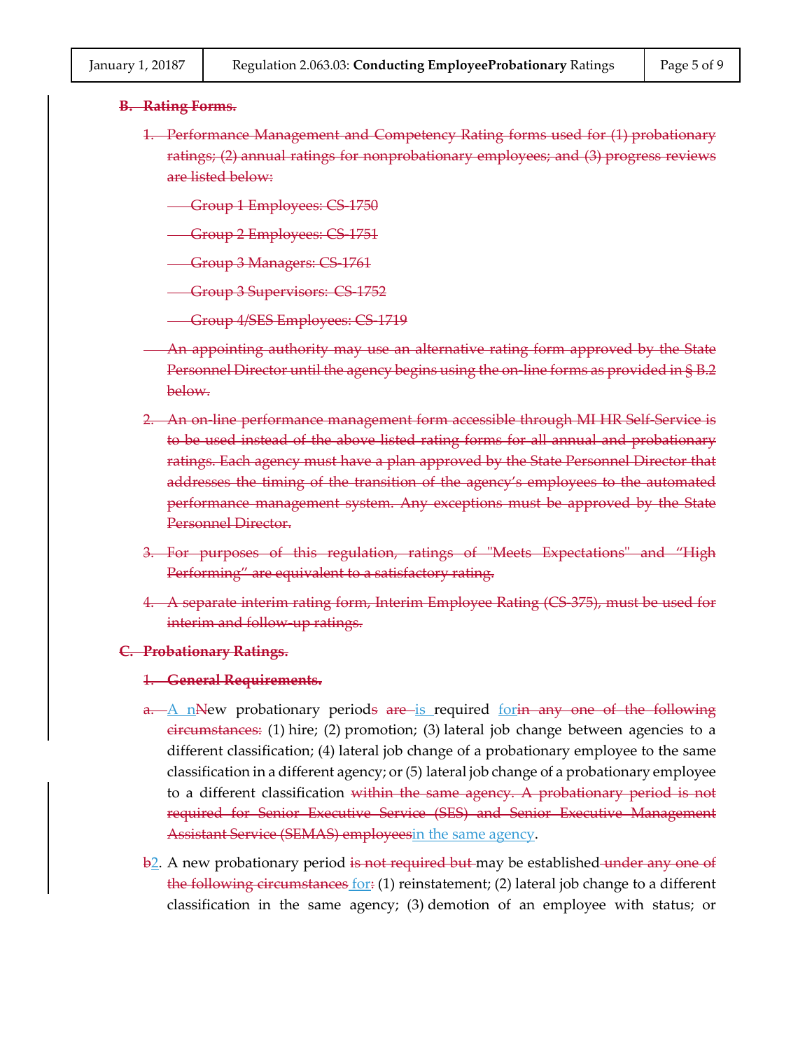~~**B. Rating Forms.**~~

~~1. Performance Management and Competency Rating forms used for (1) probationary ratings; (2) annual ratings for nonprobationary employees; and (3) progress reviews are listed below:~~

~~Group 1 Employees: CS-1750~~

~~Group 2 Employees: CS-1751~~

~~Group 3 Managers: CS-1761~~

~~Group 3 Supervisors: CS-1752~~

~~Group 4/SES Employees: CS-1719~~

~~An appointing authority may use an alternative rating form approved by the State Personnel Director until the agency begins using the on-line forms as provided in § B.2 below.~~

~~2. An on-line performance management form accessible through MI HR Self-Service is to be used instead of the above listed rating forms for all annual and probationary ratings. Each agency must have a plan approved by the State Personnel Director that addresses the timing of the transition of the agency's employees to the automated performance management system. Any exceptions must be approved by the State Personnel Director.~~

~~3. For purposes of this regulation, ratings of "Meets Expectations" and "High Performing" are equivalent to a satisfactory rating.~~

~~4. A separate interim rating form, Interim Employee Rating (CS-375), must be used for interim and follow-up ratings.~~

~~**C. Probationary Ratings.**~~

~~**1. General Requirements.**~~

~~a.~~ A n~~N~~ew probationary period~~s~~ ~~are~~ is required for~~in any one of the following circumstances:~~ (1) hire; (2) promotion; (3) lateral job change between agencies to a different classification; (4) lateral job change of a probationary employee to the same classification in a different agency; or (5) lateral job change of a probationary employee to a different classification ~~within the same agency. A probationary period is not required for Senior Executive Service (SES) and Senior Executive Management Assistant Service (SEMAS) employees~~in the same agency.

~~b~~2. A new probationary period ~~is not required but~~ may be established ~~under any one of the following circumstances~~ for~~:~~ (1) reinstatement; (2) lateral job change to a different classification in the same agency; (3) demotion of an employee with status; or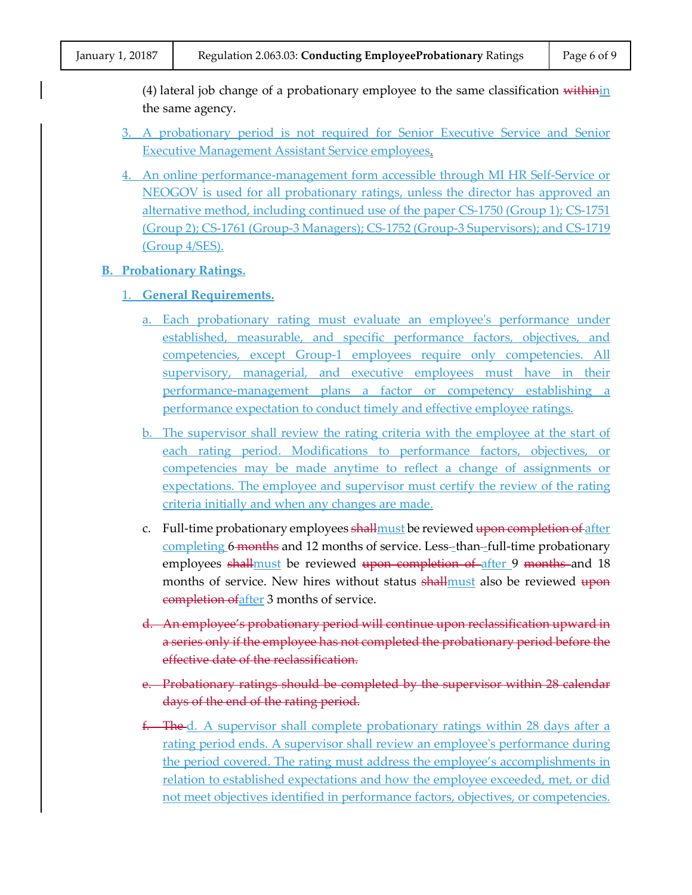(4) lateral job change of a probationary employee to the same classification ~~within~~in the same agency.

3. A probationary period is not required for Senior Executive Service and Senior Executive Management Assistant Service employees.

4. An online performance-management form accessible through MI HR Self-Service or NEOGOV is used for all probationary ratings, unless the director has approved an alternative method, including continued use of the paper CS-1750 (Group 1); CS-1751 (Group 2); CS-1761 (Group-3 Managers); CS-1752 (Group-3 Supervisors); and CS-1719 (Group 4/SES).

**B. Probationary Ratings.**

1. **General Requirements.**

   a. Each probationary rating must evaluate an employee's performance under established, measurable, and specific performance factors, objectives, and competencies, except Group-1 employees require only competencies. All supervisory, managerial, and executive employees must have in their performance-management plans a factor or competency establishing a performance expectation to conduct timely and effective employee ratings.

   b. The supervisor shall review the rating criteria with the employee at the start of each rating period. Modifications to performance factors, objectives, or competencies may be made anytime to reflect a change of assignments or expectations. The employee and supervisor must certify the review of the rating criteria initially and when any changes are made.

   c. Full-time probationary employees ~~shall~~must be reviewed ~~upon completion of~~ after completing 6 ~~months~~ and 12 months of service. Less-~~-~~than-~~-~~full-time probationary employees ~~shall~~must be reviewed ~~upon completion of~~ after 9 ~~months~~ and 18 months of service. New hires without status ~~shall~~must also be reviewed ~~upon completion of~~after 3 months of service.

   ~~d. An employee's probationary period will continue upon reclassification upward in a series only if the employee has not completed the probationary period before the effective date of the reclassification.~~

   ~~e. Probationary ratings should be completed by the supervisor within 28 calendar days of the end of the rating period.~~

   ~~f. The~~ d. A supervisor shall complete probationary ratings within 28 days after a rating period ends. A supervisor shall review an employee's performance during the period covered. The rating must address the employee's accomplishments in relation to established expectations and how the employee exceeded, met, or did not meet objectives identified in performance factors, objectives, or competencies.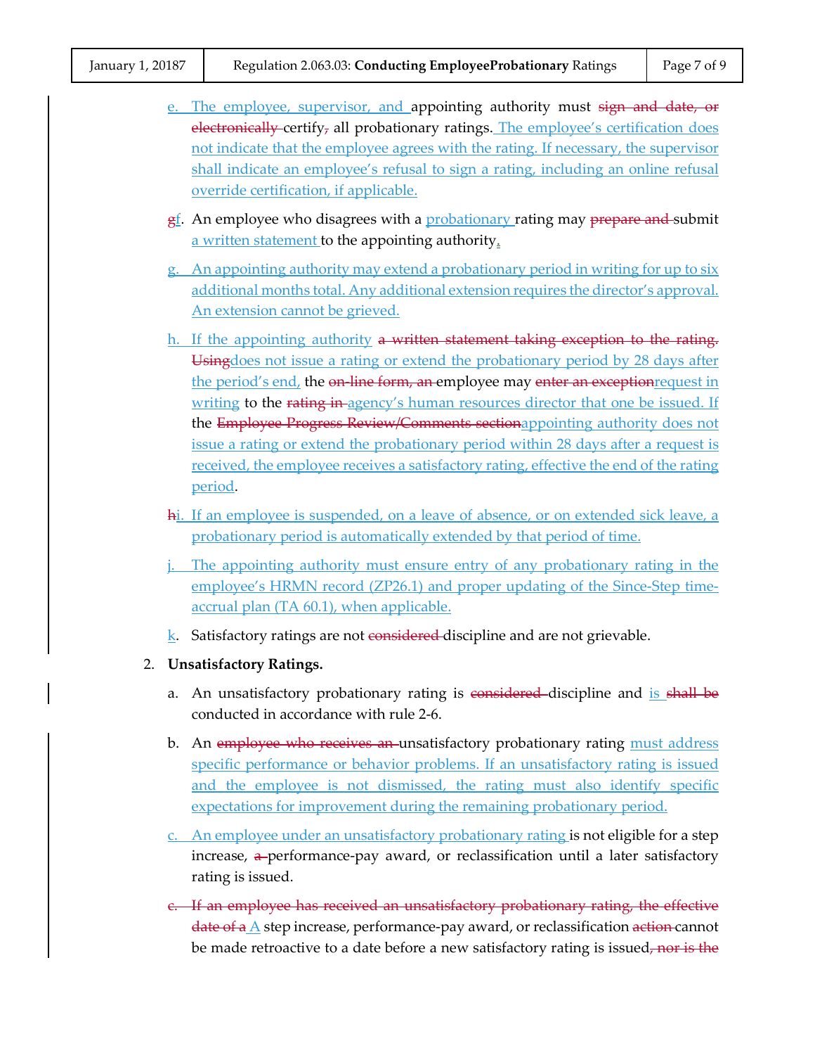e. The employee, supervisor, and appointing authority must ~~sign and date, or electronically~~ certify~~,~~ all probationary ratings. The employee's certification does not indicate that the employee agrees with the rating. If necessary, the supervisor shall indicate an employee's refusal to sign a rating, including an online refusal override certification, if applicable.

~~g~~f. An employee who disagrees with a probationary rating may ~~prepare and~~ submit a written statement to the appointing authority.

g. An appointing authority may extend a probationary period in writing for up to six additional months total. Any additional extension requires the director's approval. An extension cannot be grieved.

h. If the appointing authority ~~a written statement taking exception to the rating. Using~~does not issue a rating or extend the probationary period by 28 days after the period's end, the ~~on-line form, an~~ employee may ~~enter an exception~~request in writing to the ~~rating in~~ agency's human resources director that one be issued. If the ~~Employee Progress Review/Comments section~~appointing authority does not issue a rating or extend the probationary period within 28 days after a request is received, the employee receives a satisfactory rating, effective the end of the rating period.

~~h~~i. If an employee is suspended, on a leave of absence, or on extended sick leave, a probationary period is automatically extended by that period of time.

j. The appointing authority must ensure entry of any probationary rating in the employee's HRMN record (ZP26.1) and proper updating of the Since-Step time-accrual plan (TA 60.1), when applicable.

k. Satisfactory ratings are not ~~considered~~ discipline and are not grievable.

2. **Unsatisfactory Ratings.**

a. An unsatisfactory probationary rating is ~~considered~~ discipline and is ~~shall be~~ conducted in accordance with rule 2-6.

b. An ~~employee who receives an~~ unsatisfactory probationary rating must address specific performance or behavior problems. If an unsatisfactory rating is issued and the employee is not dismissed, the rating must also identify specific expectations for improvement during the remaining probationary period.

c. An employee under an unsatisfactory probationary rating is not eligible for a step increase, ~~a~~ performance-pay award, or reclassification until a later satisfactory rating is issued.

~~c. If an employee has received an unsatisfactory probationary rating, the effective date of a~~ A step increase, performance-pay award, or reclassification ~~action~~ cannot be made retroactive to a date before a new satisfactory rating is issued~~, nor is the~~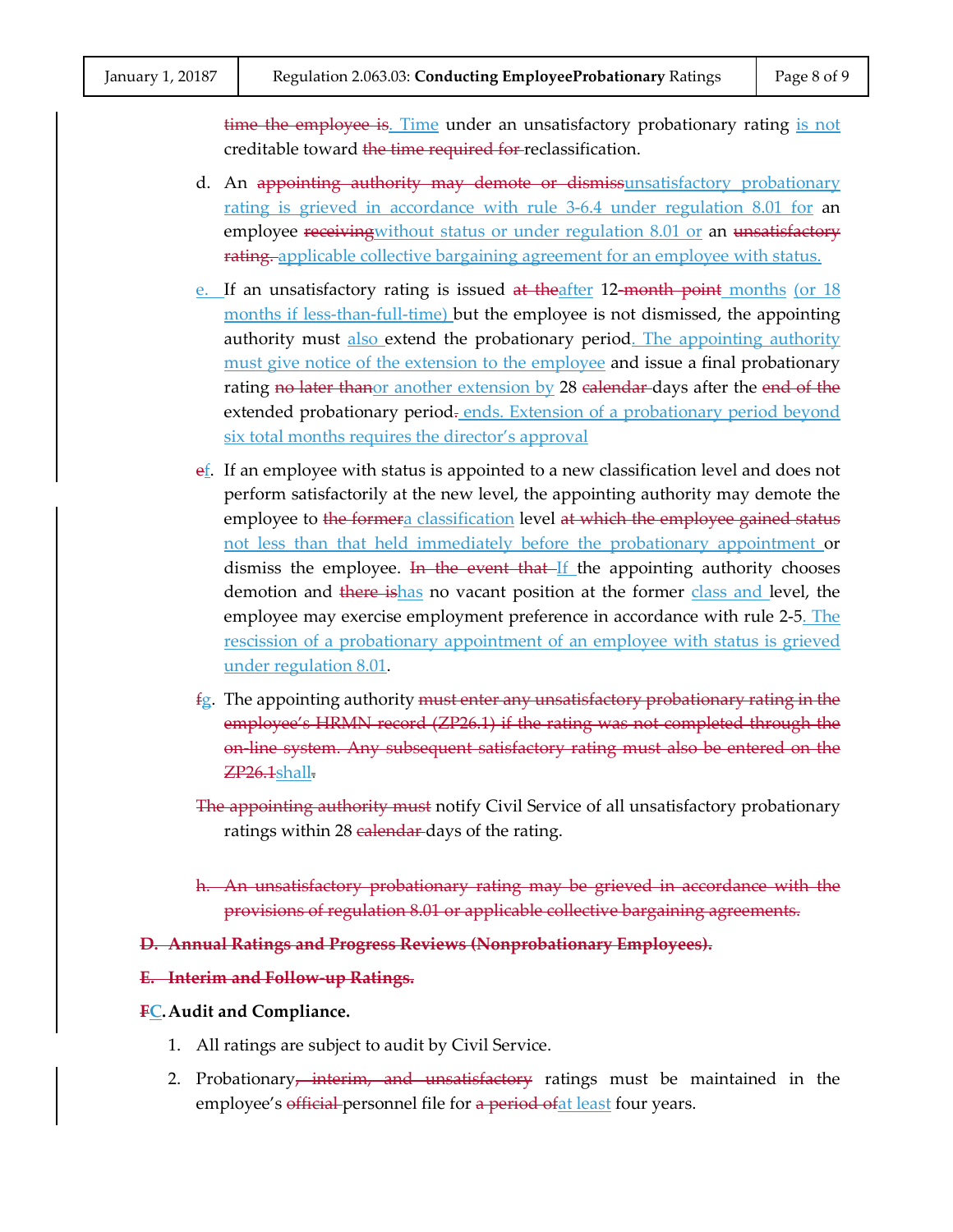~~time the employee is~~. Time under an unsatisfactory probationary rating is not creditable toward ~~the time required for~~ reclassification.

d. An ~~appointing authority may demote or dismiss~~unsatisfactory probationary rating is grieved in accordance with rule 3-6.4 under regulation 8.01 for an employee ~~receiving~~without status or under regulation 8.01 or an ~~unsatisfactory rating.~~ applicable collective bargaining agreement for an employee with status.

e. If an unsatisfactory rating is issued ~~at the~~after 12~~-month point~~ months (or 18 months if less-than-full-time) but the employee is not dismissed, the appointing authority must also extend the probationary period. The appointing authority must give notice of the extension to the employee and issue a final probationary rating ~~no later than~~or another extension by 28 ~~calendar~~ days after the ~~end of the~~ extended probationary period~~.~~ ends. Extension of a probationary period beyond six total months requires the director's approval

~~e~~f. If an employee with status is appointed to a new classification level and does not perform satisfactorily at the new level, the appointing authority may demote the employee to ~~the former~~a classification level ~~at which the employee gained status~~ not less than that held immediately before the probationary appointment or dismiss the employee. ~~In the event that~~ If the appointing authority chooses demotion and ~~there is~~has no vacant position at the former class and level, the employee may exercise employment preference in accordance with rule 2-5. The rescission of a probationary appointment of an employee with status is grieved under regulation 8.01.

~~f~~g. The appointing authority ~~must enter any unsatisfactory probationary rating in the employee's HRMN record (ZP26.1) if the rating was not completed through the on-line system. Any subsequent satisfactory rating must also be entered on the ZP26.1~~shall~~.~~

~~The appointing authority must~~ notify Civil Service of all unsatisfactory probationary ratings within 28 ~~calendar~~ days of the rating.

~~h. An unsatisfactory probationary rating may be grieved in accordance with the provisions of regulation 8.01 or applicable collective bargaining agreements.~~

**~~D. Annual Ratings and Progress Reviews (Nonprobationary Employees).~~**

**~~E. Interim and Follow-up Ratings.~~**

**~~F~~C. Audit and Compliance.**

1. All ratings are subject to audit by Civil Service.
2. Probationary~~, interim, and unsatisfactory~~ ratings must be maintained in the employee's ~~official~~ personnel file for ~~a period of~~at least four years.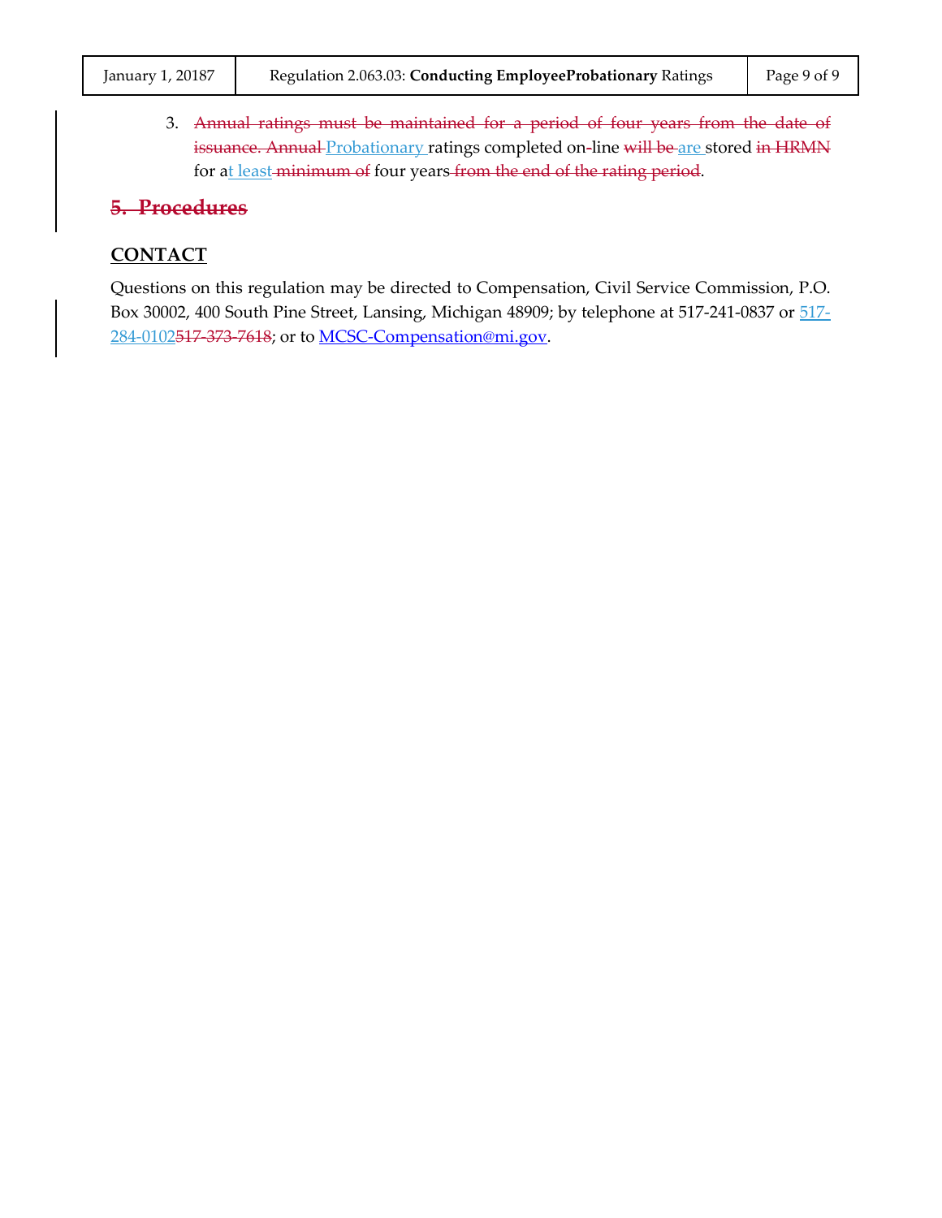3. ~~Annual ratings must be maintained for a period of four years from the date of issuance. Annual~~ Probationary ratings completed on-line ~~will be~~ are stored ~~in HRMN~~ for at least ~~minimum of~~ four years ~~from the end of the rating period~~.

## ~~5. Procedures~~

## CONTACT

Questions on this regulation may be directed to Compensation, Civil Service Commission, P.O. Box 30002, 400 South Pine Street, Lansing, Michigan 48909; by telephone at 517-241-0837 or 517-284-0102 ~~517-373-7618~~; or to MCSC-Compensation@mi.gov.